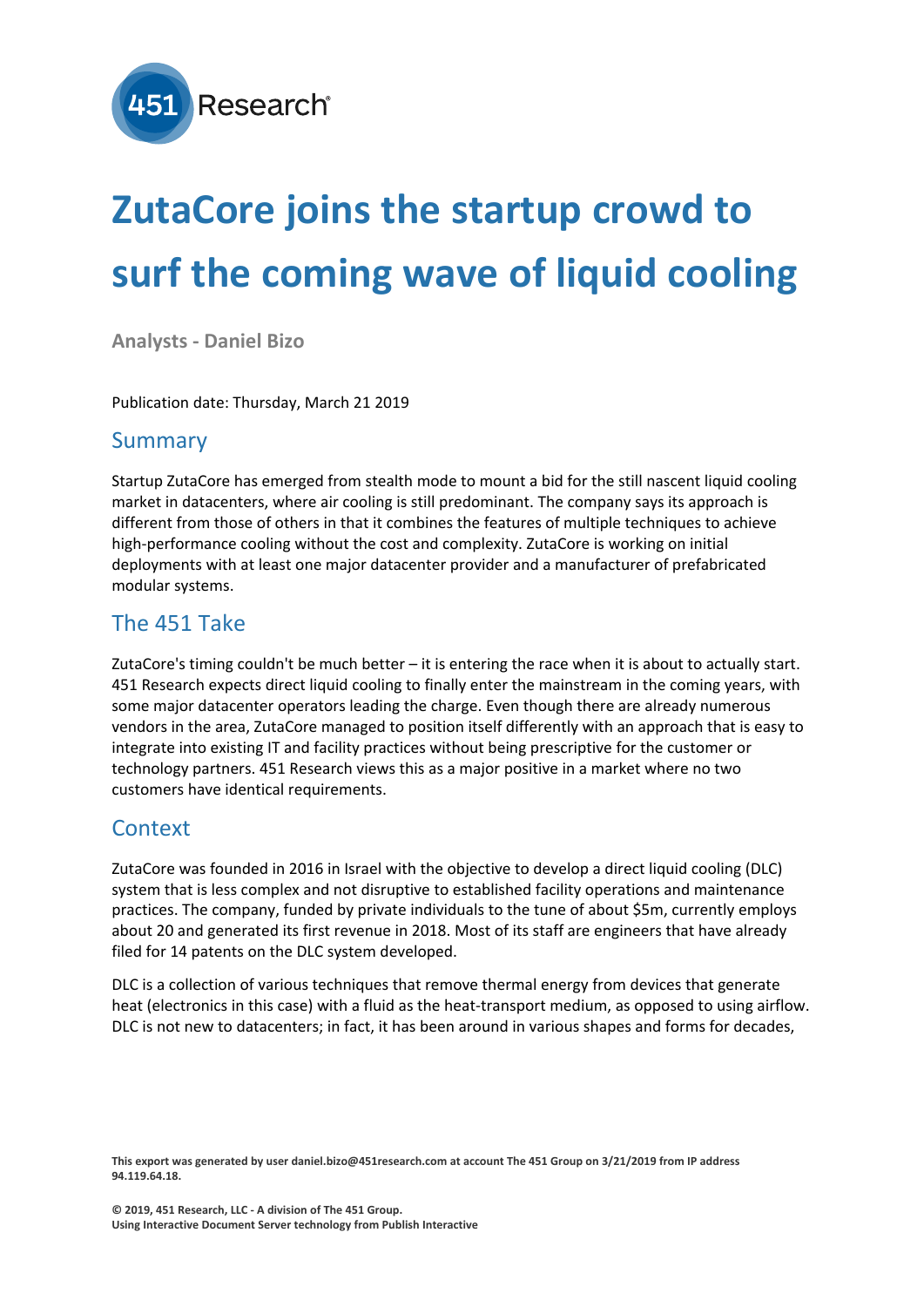# ZutaCore joins the startup crowd to surf the coming wave of liquid cooling

**Analysts - Daniel Bizo**

Publication date: Thursday, March 21 2019

## Summary

Startup ZutaCore has emerged from stealth mode to mount a bid for the still nascent liquid cooling market in datacenters, where air cooling is still predominant. The company says its approach is different from those of others in that it combines the features of multiple techniques to achieve high-performance cooling without the cost and complexity. ZutaCore is working on initial deployments with at least one major datacenter provider and a manufacturer of prefabricated modular systems.

## The 451 Take

ZutaCore's timing couldn't be much better – it is entering the race when it is about to actually start. 451 Research expects direct liquid cooling to finally enter the mainstream in the coming years, with some major datacenter operators leading the charge. Even though there are already numerous vendors in the area, ZutaCore managed to position itself differently with an approach that is easy to integrate into existing IT and facility practices without being prescriptive for the customer or technology partners. 451 Research views this as a major positive in a market where no two customers have identical requirements.

## Context

ZutaCore was founded in 2016 in Israel with the objective to develop a direct liquid cooling (DLC) system that is less complex and not disruptive to established facility operations and maintenance practices. The company, funded by private individuals to the tune of about $5m, currently employs about 20 and generated its first revenue in 2018. Most of its staff are engineers that have already filed for 14 patents on the DLC system developed.

DLC is a collection of various techniques that remove thermal energy from devices that generate heat (electronics in this case) with a fluid as the heat-transport medium, as opposed to using airflow. DLC is not new to datacenters; in fact, it has been around in various shapes and forms for decades,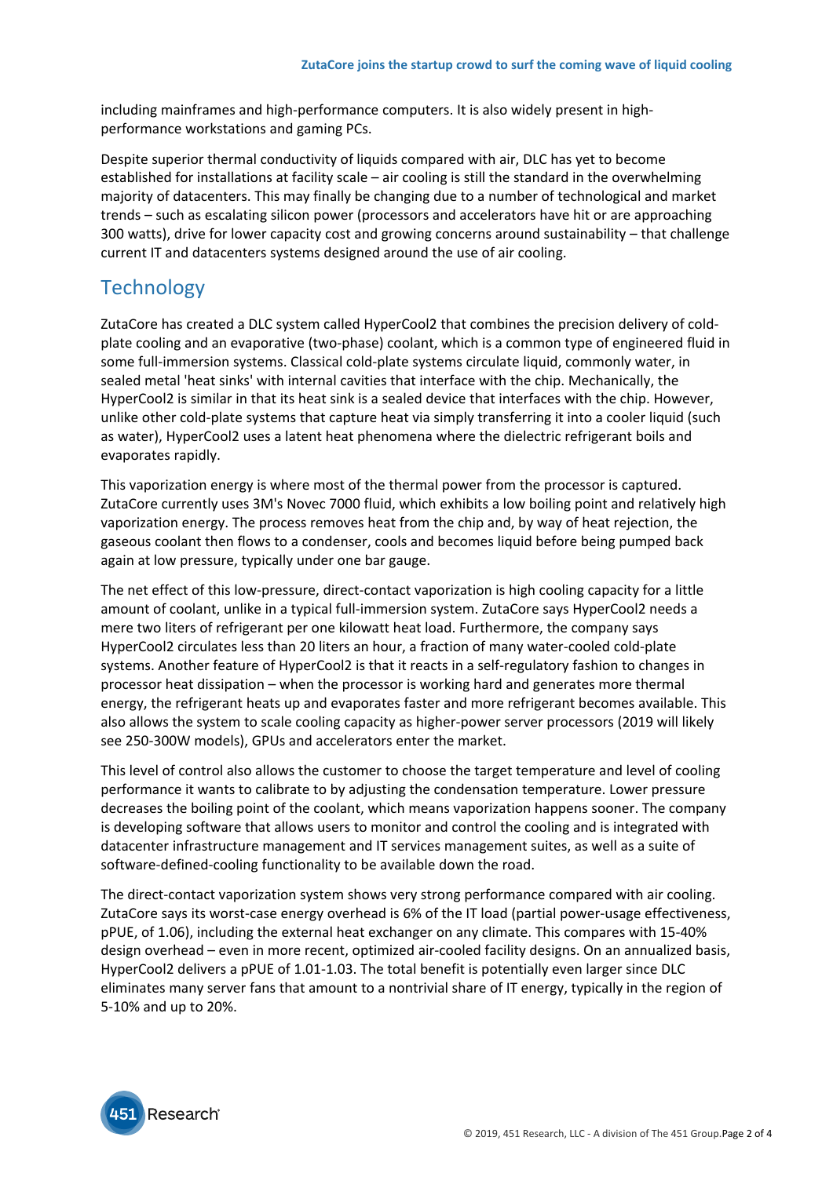including mainframes and high-performance computers. It is also widely present in high-performance workstations and gaming PCs.

Despite superior thermal conductivity of liquids compared with air, DLC has yet to become established for installations at facility scale – air cooling is still the standard in the overwhelming majority of datacenters. This may finally be changing due to a number of technological and market trends – such as escalating silicon power (processors and accelerators have hit or are approaching 300 watts), drive for lower capacity cost and growing concerns around sustainability – that challenge current IT and datacenters systems designed around the use of air cooling.

## Technology

ZutaCore has created a DLC system called HyperCool2 that combines the precision delivery of cold-plate cooling and an evaporative (two-phase) coolant, which is a common type of engineered fluid in some full-immersion systems. Classical cold-plate systems circulate liquid, commonly water, in sealed metal 'heat sinks' with internal cavities that interface with the chip. Mechanically, the HyperCool2 is similar in that its heat sink is a sealed device that interfaces with the chip. However, unlike other cold-plate systems that capture heat via simply transferring it into a cooler liquid (such as water), HyperCool2 uses a latent heat phenomena where the dielectric refrigerant boils and evaporates rapidly.

This vaporization energy is where most of the thermal power from the processor is captured. ZutaCore currently uses 3M's Novec 7000 fluid, which exhibits a low boiling point and relatively high vaporization energy. The process removes heat from the chip and, by way of heat rejection, the gaseous coolant then flows to a condenser, cools and becomes liquid before being pumped back again at low pressure, typically under one bar gauge.

The net effect of this low-pressure, direct-contact vaporization is high cooling capacity for a little amount of coolant, unlike in a typical full-immersion system. ZutaCore says HyperCool2 needs a mere two liters of refrigerant per one kilowatt heat load. Furthermore, the company says HyperCool2 circulates less than 20 liters an hour, a fraction of many water-cooled cold-plate systems. Another feature of HyperCool2 is that it reacts in a self-regulatory fashion to changes in processor heat dissipation – when the processor is working hard and generates more thermal energy, the refrigerant heats up and evaporates faster and more refrigerant becomes available. This also allows the system to scale cooling capacity as higher-power server processors (2019 will likely see 250-300W models), GPUs and accelerators enter the market.

This level of control also allows the customer to choose the target temperature and level of cooling performance it wants to calibrate to by adjusting the condensation temperature. Lower pressure decreases the boiling point of the coolant, which means vaporization happens sooner. The company is developing software that allows users to monitor and control the cooling and is integrated with datacenter infrastructure management and IT services management suites, as well as a suite of software-defined-cooling functionality to be available down the road.

The direct-contact vaporization system shows very strong performance compared with air cooling. ZutaCore says its worst-case energy overhead is 6% of the IT load (partial power-usage effectiveness, pPUE, of 1.06), including the external heat exchanger on any climate. This compares with 15-40% design overhead – even in more recent, optimized air-cooled facility designs. On an annualized basis, HyperCool2 delivers a pPUE of 1.01-1.03. The total benefit is potentially even larger since DLC eliminates many server fans that amount to a nontrivial share of IT energy, typically in the region of 5-10% and up to 20%.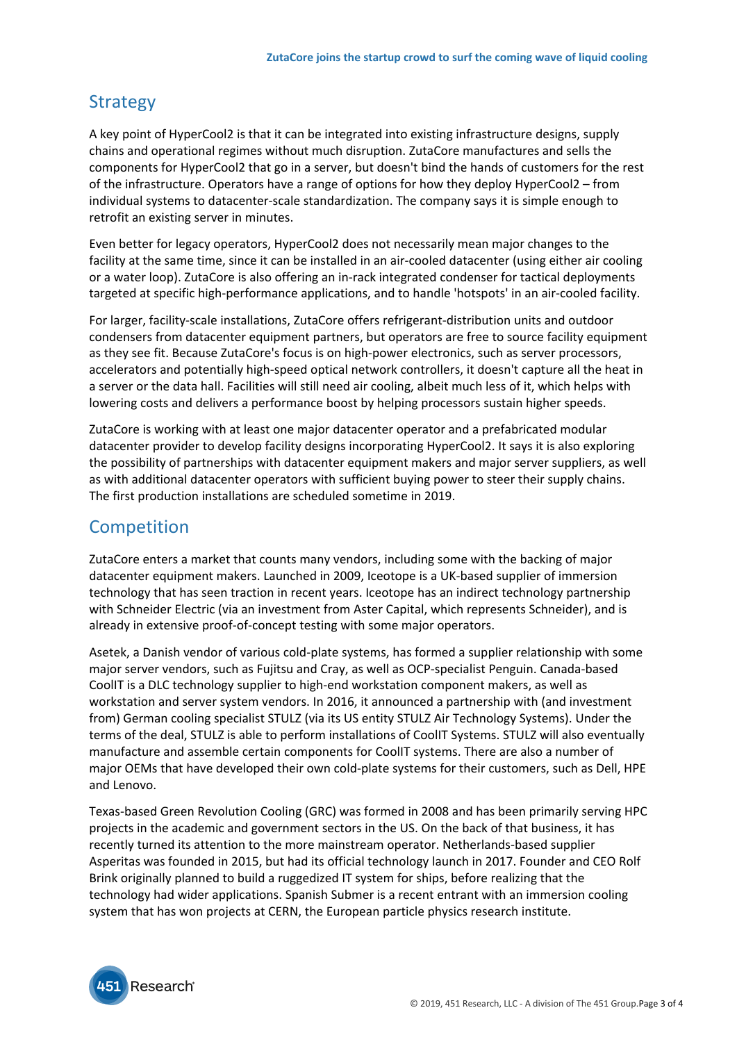## Strategy

A key point of HyperCool2 is that it can be integrated into existing infrastructure designs, supply chains and operational regimes without much disruption. ZutaCore manufactures and sells the components for HyperCool2 that go in a server, but doesn't bind the hands of customers for the rest of the infrastructure. Operators have a range of options for how they deploy HyperCool2 – from individual systems to datacenter-scale standardization. The company says it is simple enough to retrofit an existing server in minutes.

Even better for legacy operators, HyperCool2 does not necessarily mean major changes to the facility at the same time, since it can be installed in an air-cooled datacenter (using either air cooling or a water loop). ZutaCore is also offering an in-rack integrated condenser for tactical deployments targeted at specific high-performance applications, and to handle 'hotspots' in an air-cooled facility.

For larger, facility-scale installations, ZutaCore offers refrigerant-distribution units and outdoor condensers from datacenter equipment partners, but operators are free to source facility equipment as they see fit. Because ZutaCore's focus is on high-power electronics, such as server processors, accelerators and potentially high-speed optical network controllers, it doesn't capture all the heat in a server or the data hall. Facilities will still need air cooling, albeit much less of it, which helps with lowering costs and delivers a performance boost by helping processors sustain higher speeds.

ZutaCore is working with at least one major datacenter operator and a prefabricated modular datacenter provider to develop facility designs incorporating HyperCool2. It says it is also exploring the possibility of partnerships with datacenter equipment makers and major server suppliers, as well as with additional datacenter operators with sufficient buying power to steer their supply chains. The first production installations are scheduled sometime in 2019.

## Competition

ZutaCore enters a market that counts many vendors, including some with the backing of major datacenter equipment makers. Launched in 2009, Iceotope is a UK-based supplier of immersion technology that has seen traction in recent years. Iceotope has an indirect technology partnership with Schneider Electric (via an investment from Aster Capital, which represents Schneider), and is already in extensive proof-of-concept testing with some major operators.

Asetek, a Danish vendor of various cold-plate systems, has formed a supplier relationship with some major server vendors, such as Fujitsu and Cray, as well as OCP-specialist Penguin. Canada-based CoolIT is a DLC technology supplier to high-end workstation component makers, as well as workstation and server system vendors. In 2016, it announced a partnership with (and investment from) German cooling specialist STULZ (via its US entity STULZ Air Technology Systems). Under the terms of the deal, STULZ is able to perform installations of CoolIT Systems. STULZ will also eventually manufacture and assemble certain components for CoolIT systems. There are also a number of major OEMs that have developed their own cold-plate systems for their customers, such as Dell, HPE and Lenovo.

Texas-based Green Revolution Cooling (GRC) was formed in 2008 and has been primarily serving HPC projects in the academic and government sectors in the US. On the back of that business, it has recently turned its attention to the more mainstream operator. Netherlands-based supplier Asperitas was founded in 2015, but had its official technology launch in 2017. Founder and CEO Rolf Brink originally planned to build a ruggedized IT system for ships, before realizing that the technology had wider applications. Spanish Submer is a recent entrant with an immersion cooling system that has won projects at CERN, the European particle physics research institute.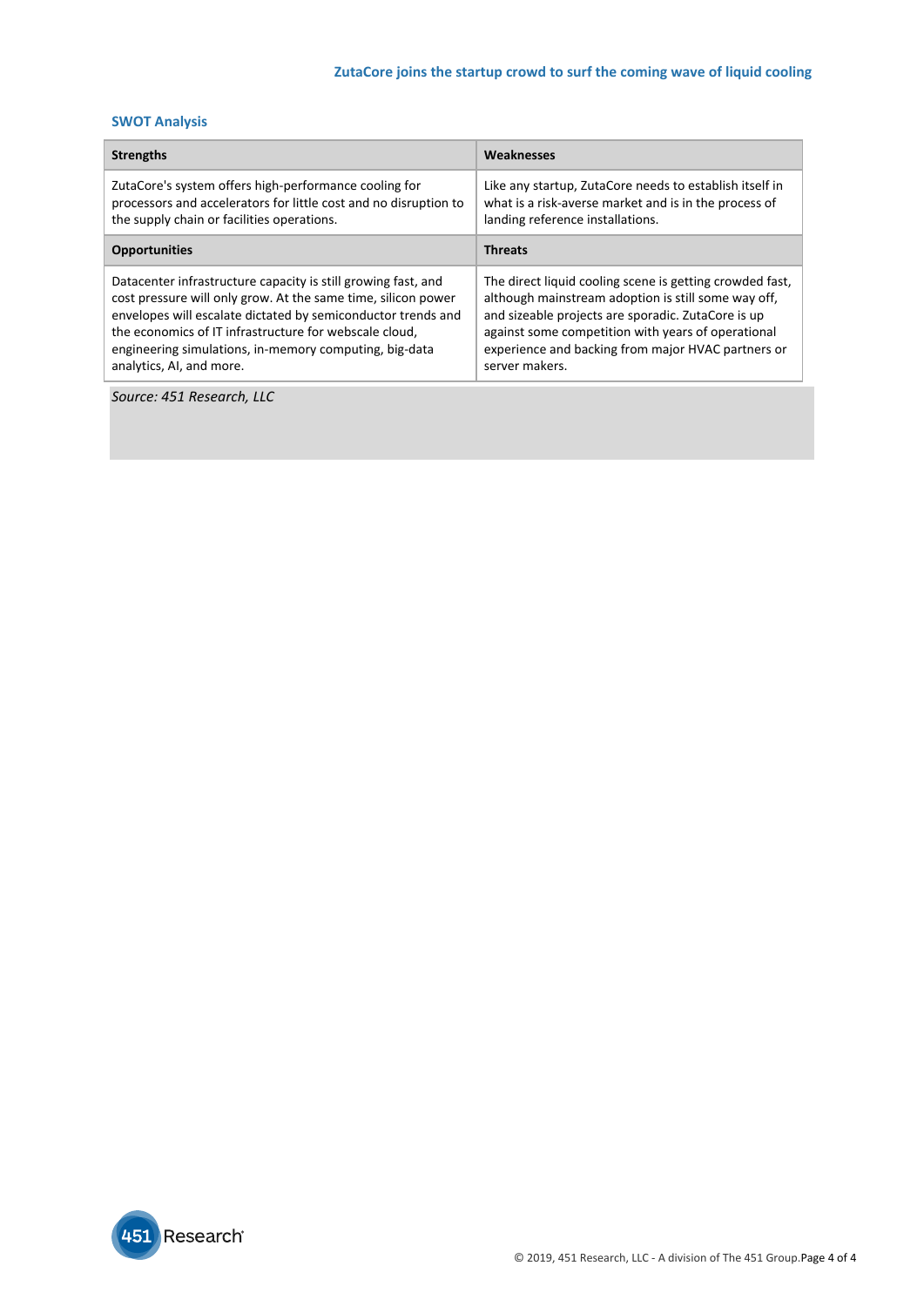## SWOT Analysis

| Strengths | Weaknesses |
|---|---|
| ZutaCore's system offers high-performance cooling for processors and accelerators for little cost and no disruption to the supply chain or facilities operations. | Like any startup, ZutaCore needs to establish itself in what is a risk-averse market and is in the process of landing reference installations. |
| **Opportunities** | **Threats** |
| Datacenter infrastructure capacity is still growing fast, and cost pressure will only grow. At the same time, silicon power envelopes will escalate dictated by semiconductor trends and the economics of IT infrastructure for webscale cloud, engineering simulations, in-memory computing, big-data analytics, AI, and more. | The direct liquid cooling scene is getting crowded fast, although mainstream adoption is still some way off, and sizeable projects are sporadic. ZutaCore is up against some competition with years of operational experience and backing from major HVAC partners or server makers. |

*Source: 451 Research, LLC*